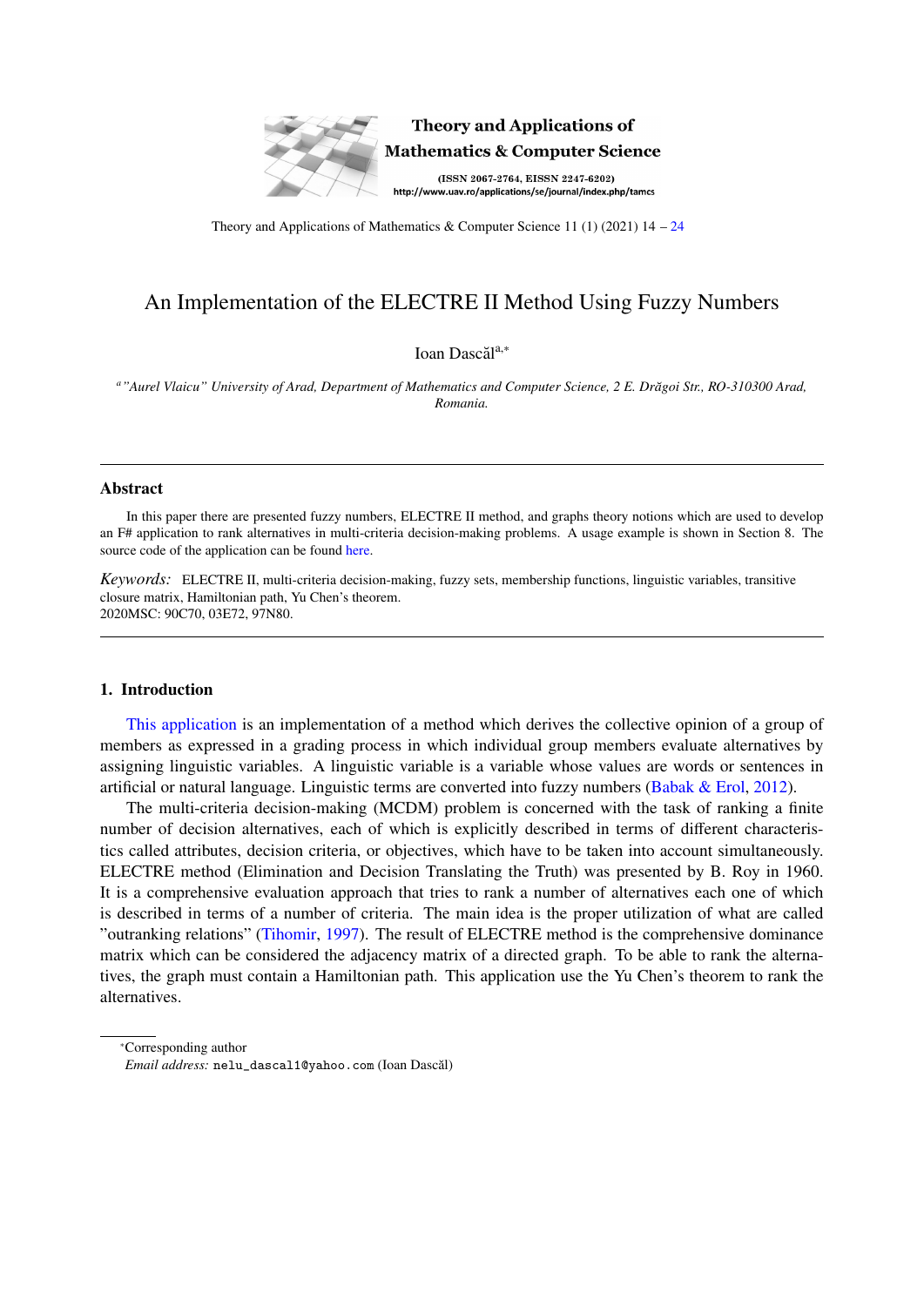# An Implementation of the ELECTRE II Method Using Fuzzy Numbers

Ioan Dascăl[a,*]

[a] "Aurel Vlaicu" University of Arad, Department of Mathematics and Computer Science, 2 E. Drăgoi Str., RO-310300 Arad, Romania.

---

## Abstract

In this paper there are presented fuzzy numbers, ELECTRE II method, and graphs theory notions which are used to develop an F# application to rank alternatives in multi-criteria decision-making problems. A usage example is shown in Section 8. The source code of the application can be found here.

*Keywords:* ELECTRE II, multi-criteria decision-making, fuzzy sets, membership functions, linguistic variables, transitive closure matrix, Hamiltonian path, Yu Chen's theorem.
2020MSC: 90C70, 03E72, 97N80.

---

## 1. Introduction

This application is an implementation of a method which derives the collective opinion of a group of members as expressed in a grading process in which individual group members evaluate alternatives by assigning linguistic variables. A linguistic variable is a variable whose values are words or sentences in artificial or natural language. Linguistic terms are converted into fuzzy numbers (Babak & Erol, 2012).

The multi-criteria decision-making (MCDM) problem is concerned with the task of ranking a finite number of decision alternatives, each of which is explicitly described in terms of different characteristics called attributes, decision criteria, or objectives, which have to be taken into account simultaneously. ELECTRE method (Elimination and Decision Translating the Truth) was presented by B. Roy in 1960. It is a comprehensive evaluation approach that tries to rank a number of alternatives each one of which is described in terms of a number of criteria. The main idea is the proper utilization of what are called "outranking relations" (Tihomir, 1997). The result of ELECTRE method is the comprehensive dominance matrix which can be considered the adjacency matrix of a directed graph. To be able to rank the alternatives, the graph must contain a Hamiltonian path. This application use the Yu Chen's theorem to rank the alternatives.

[*] Corresponding author

*Email address:* nelu_dascal1@yahoo.com (Ioan Dascăl)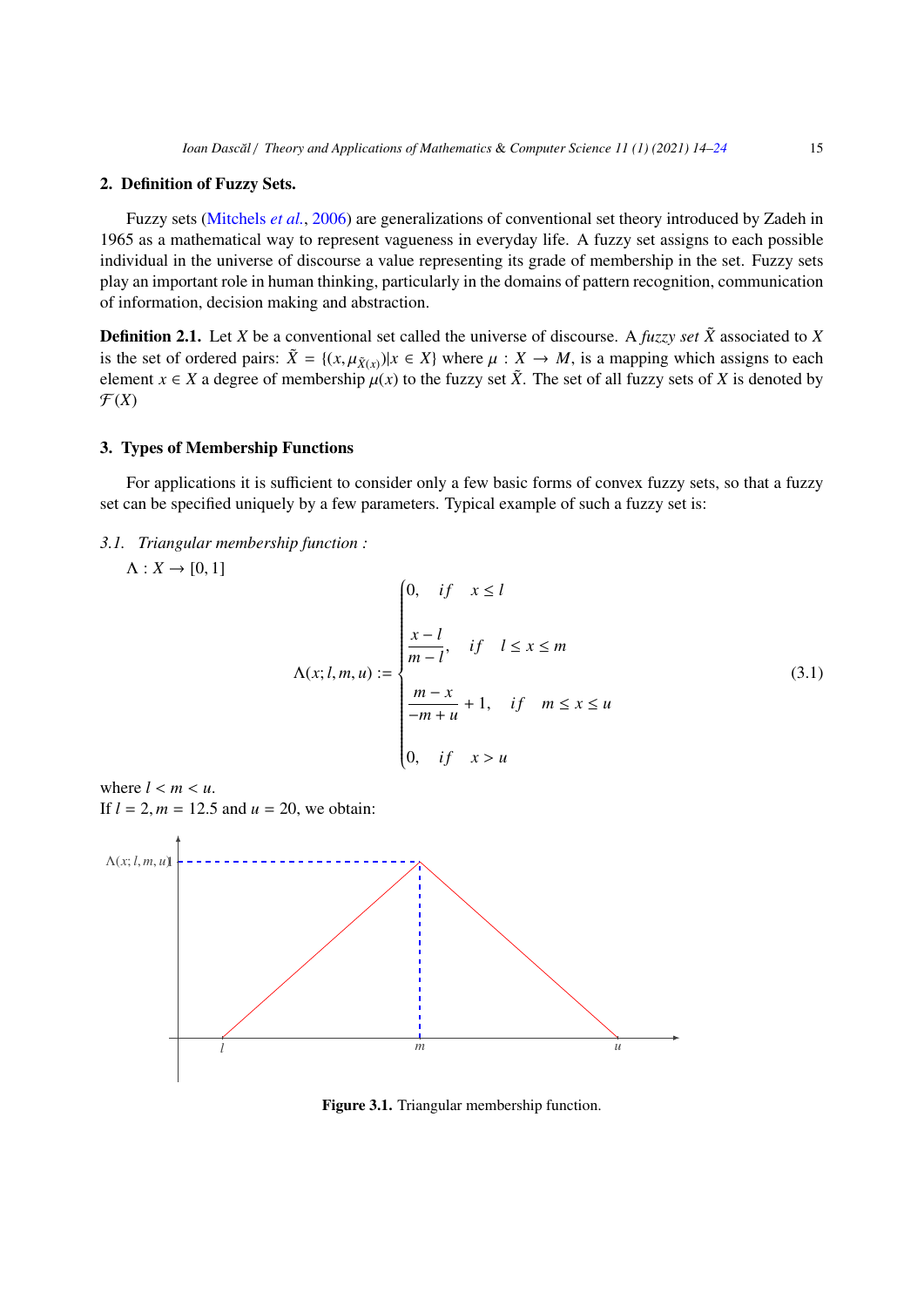## 2. Definition of Fuzzy Sets.

Fuzzy sets (Mitchels *et al.*, 2006) are generalizations of conventional set theory introduced by Zadeh in 1965 as a mathematical way to represent vagueness in everyday life. A fuzzy set assigns to each possible individual in the universe of discourse a value representing its grade of membership in the set. Fuzzy sets play an important role in human thinking, particularly in the domains of pattern recognition, communication of information, decision making and abstraction.

**Definition 2.1.** Let $X$ be a conventional set called the universe of discourse. A *fuzzy set* $\tilde{X}$ associated to $X$ is the set of ordered pairs: $\tilde{X} = \{(x, \mu_{\tilde{X}(x)}) | x \in X\}$ where $\mu : X \to M$, is a mapping which assigns to each element $x \in X$ a degree of membership $\mu(x)$ to the fuzzy set $\tilde{X}$. The set of all fuzzy sets of $X$ is denoted by $\mathcal{F}(X)$

## 3. Types of Membership Functions

For applications it is sufficient to consider only a few basic forms of convex fuzzy sets, so that a fuzzy set can be specified uniquely by a few parameters. Typical example of such a fuzzy set is:

### *3.1. Triangular membership function :*

$\Lambda : X \to [0, 1]$

$$\Lambda(x; l, m, u) := \begin{cases} 0, & if \quad x \leq l \\[2ex] \dfrac{x - l}{m - l}, & if \quad l \leq x \leq m \\[2ex] \dfrac{m - x}{-m + u} + 1, & if \quad m \leq x \leq u \\[2ex] 0, & if \quad x > u \end{cases} \tag{3.1}$$

where $l < m < u$.

If $l = 2, m = 12.5$ and $u = 20$, we obtain:

**Figure 3.1.** Triangular membership function.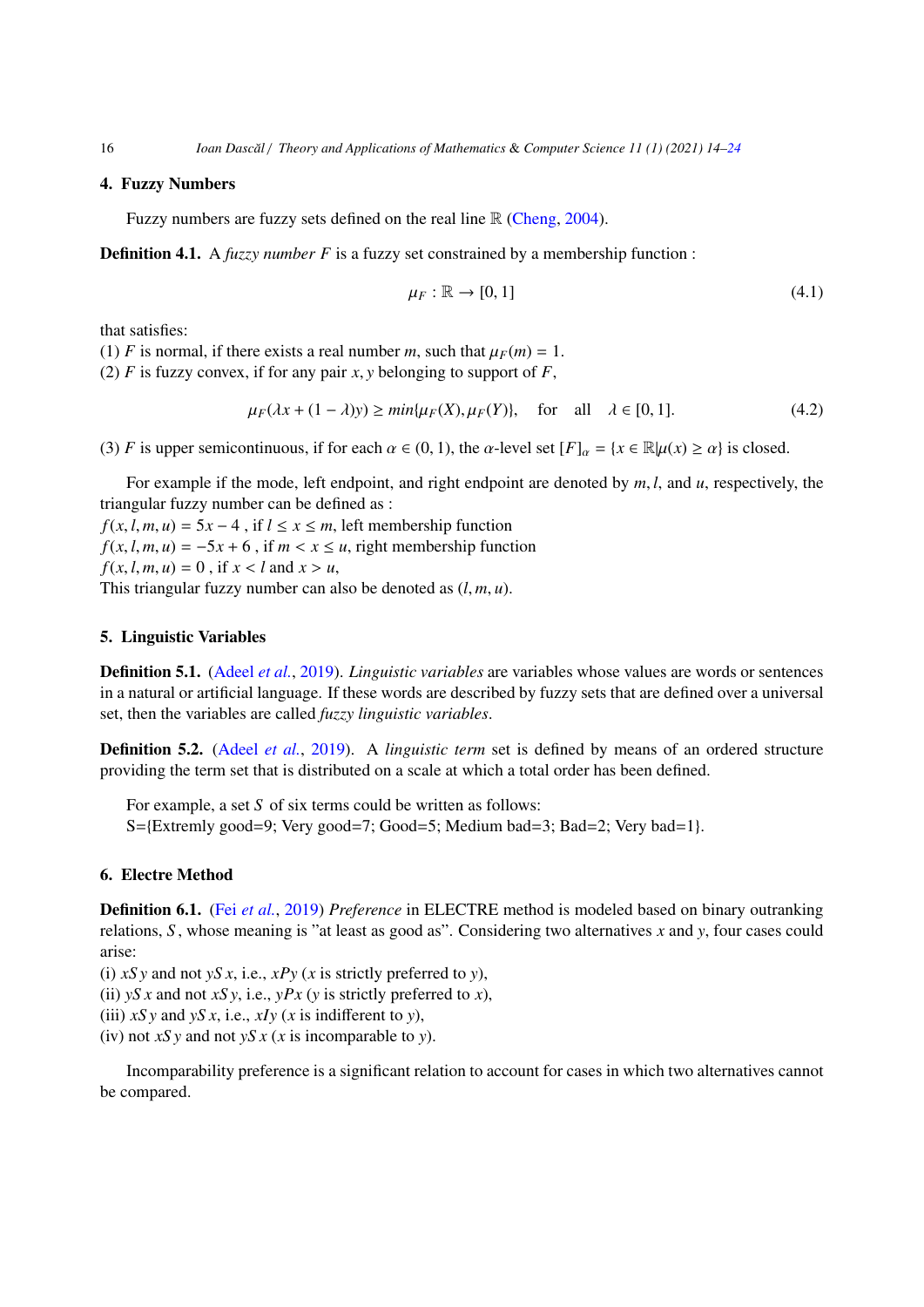## 4. Fuzzy Numbers

Fuzzy numbers are fuzzy sets defined on the real line $\mathbb{R}$ (Cheng, 2004).

**Definition 4.1.** A *fuzzy number* $F$ is a fuzzy set constrained by a membership function :

$$\mu_F : \mathbb{R} \rightarrow [0, 1] \tag{4.1}$$

that satisfies:
(1) $F$ is normal, if there exists a real number $m$, such that $\mu_F(m) = 1$.
(2) $F$ is fuzzy convex, if for any pair $x, y$ belonging to support of $F$,

$$\mu_F(\lambda x + (1 - \lambda)y) \geq min\{\mu_F(X), \mu_F(Y)\}, \quad \text{for} \quad \text{all} \quad \lambda \in [0, 1]. \tag{4.2}$$

(3) $F$ is upper semicontinuous, if for each $\alpha \in (0, 1)$, the $\alpha$-level set $[F]_\alpha = \{x \in \mathbb{R} | \mu(x) \geq \alpha\}$ is closed.

For example if the mode, left endpoint, and right endpoint are denoted by $m, l$, and $u$, respectively, the triangular fuzzy number can be defined as :
$f(x, l, m, u) = 5x - 4$ , if $l \leq x \leq m$, left membership function
$f(x, l, m, u) = -5x + 6$ , if $m < x \leq u$, right membership function
$f(x, l, m, u) = 0$ , if $x < l$ and $x > u$,
This triangular fuzzy number can also be denoted as $(l, m, u)$.

## 5. Linguistic Variables

**Definition 5.1.** (Adeel *et al.*, 2019). *Linguistic variables* are variables whose values are words or sentences in a natural or artificial language. If these words are described by fuzzy sets that are defined over a universal set, then the variables are called *fuzzy linguistic variables*.

**Definition 5.2.** (Adeel *et al.*, 2019). A *linguistic term* set is defined by means of an ordered structure providing the term set that is distributed on a scale at which a total order has been defined.

For example, a set $S$ of six terms could be written as follows:
S={Extremly good=9; Very good=7; Good=5; Medium bad=3; Bad=2; Very bad=1}.

## 6. Electre Method

**Definition 6.1.** (Fei *et al.*, 2019) *Preference* in ELECTRE method is modeled based on binary outranking relations, $S$, whose meaning is "at least as good as". Considering two alternatives $x$ and $y$, four cases could arise:
(i) $xSy$ and not $ySx$, i.e., $xPy$ ($x$ is strictly preferred to $y$),
(ii) $ySx$ and not $xSy$, i.e., $yPx$ ($y$ is strictly preferred to $x$),
(iii) $xSy$ and $ySx$, i.e., $xIy$ ($x$ is indifferent to $y$),
(iv) not $xSy$ and not $ySx$ ($x$ is incomparable to $y$).

Incomparability preference is a significant relation to account for cases in which two alternatives cannot be compared.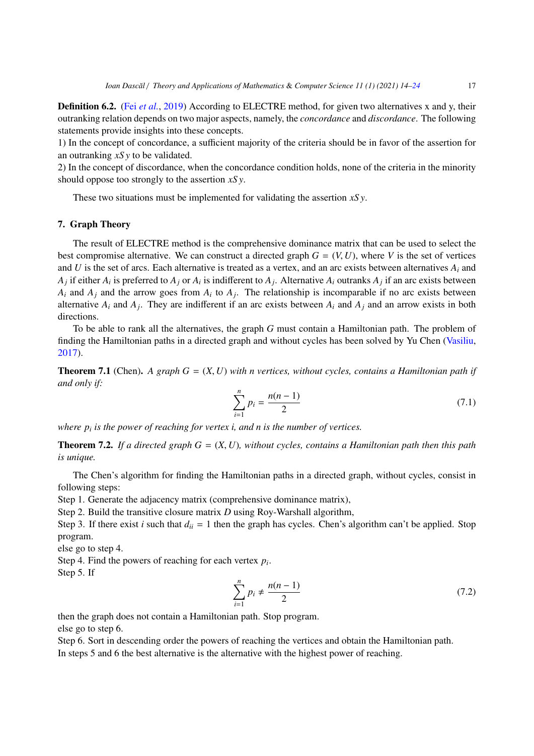**Definition 6.2.** (Fei *et al.*, 2019) According to ELECTRE method, for given two alternatives x and y, their outranking relation depends on two major aspects, namely, the *concordance* and *discordance*. The following statements provide insights into these concepts.

1) In the concept of concordance, a sufficient majority of the criteria should be in favor of the assertion for an outranking $xSy$ to be validated.

2) In the concept of discordance, when the concordance condition holds, none of the criteria in the minority should oppose too strongly to the assertion $xSy$.

These two situations must be implemented for validating the assertion $xSy$.

## 7. Graph Theory

The result of ELECTRE method is the comprehensive dominance matrix that can be used to select the best compromise alternative. We can construct a directed graph $G = (V, U)$, where $V$ is the set of vertices and $U$ is the set of arcs. Each alternative is treated as a vertex, and an arc exists between alternatives $A_i$ and $A_j$ if either $A_i$ is preferred to $A_j$ or $A_i$ is indifferent to $A_j$. Alternative $A_i$ outranks $A_j$ if an arc exists between $A_i$ and $A_j$ and the arrow goes from $A_i$ to $A_j$. The relationship is incomparable if no arc exists between alternative $A_i$ and $A_j$. They are indifferent if an arc exists between $A_i$ and $A_j$ and an arrow exists in both directions.

To be able to rank all the alternatives, the graph $G$ must contain a Hamiltonian path. The problem of finding the Hamiltonian paths in a directed graph and without cycles has been solved by Yu Chen (Vasiliu, 2017).

**Theorem 7.1** (Chen). *A graph $G = (X, U)$ with n vertices, without cycles, contains a Hamiltonian path if and only if:*

$$\sum_{i=1}^{n} p_i = \frac{n(n-1)}{2} \tag{7.1}$$

*where $p_i$ is the power of reaching for vertex i, and n is the number of vertices.*

**Theorem 7.2.** *If a directed graph $G = (X, U)$, without cycles, contains a Hamiltonian path then this path is unique.*

The Chen's algorithm for finding the Hamiltonian paths in a directed graph, without cycles, consist in following steps:

Step 1. Generate the adjacency matrix (comprehensive dominance matrix),

Step 2. Build the transitive closure matrix $D$ using Roy-Warshall algorithm,

Step 3. If there exist $i$ such that $d_{ii} = 1$ then the graph has cycles. Chen's algorithm can't be applied. Stop program.

else go to step 4.

Step 4. Find the powers of reaching for each vertex $p_i$.

Step 5. If

$$\sum_{i=1}^{n} p_i \neq \frac{n(n-1)}{2} \tag{7.2}$$

then the graph does not contain a Hamiltonian path. Stop program.

else go to step 6.

Step 6. Sort in descending order the powers of reaching the vertices and obtain the Hamiltonian path.

In steps 5 and 6 the best alternative is the alternative with the highest power of reaching.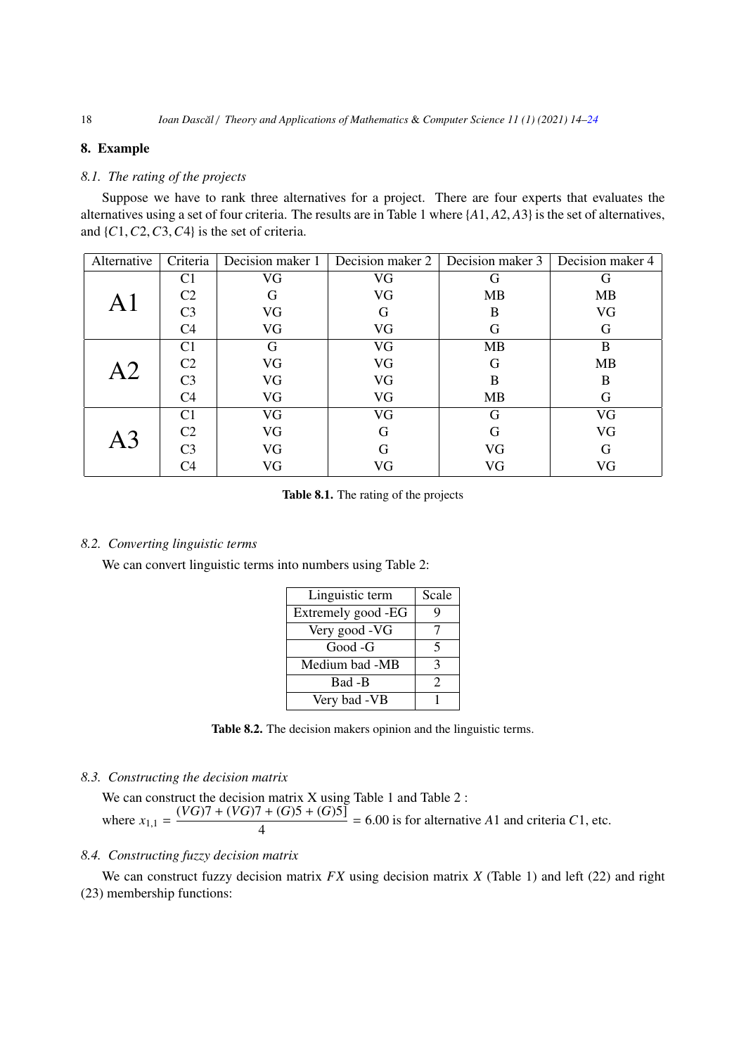## 8. Example

### *8.1. The rating of the projects*

Suppose we have to rank three alternatives for a project. There are four experts that evaluates the alternatives using a set of four criteria. The results are in Table 1 where $\{A1, A2, A3\}$ is the set of alternatives, and $\{C1, C2, C3, C4\}$ is the set of criteria.

| Alternative | Criteria | Decision maker 1 | Decision maker 2 | Decision maker 3 | Decision maker 4 |
|---|---|---|---|---|---|
| A1 | C1 | VG | VG | G | G |
| | C2 | G | VG | MB | MB |
| | C3 | VG | G | B | VG |
| | C4 | VG | VG | G | G |
| A2 | C1 | G | VG | MB | B |
| | C2 | VG | VG | G | MB |
| | C3 | VG | VG | B | B |
| | C4 | VG | VG | MB | G |
| A3 | C1 | VG | VG | G | VG |
| | C2 | VG | G | G | VG |
| | C3 | VG | G | VG | G |
| | C4 | VG | VG | VG | VG |

**Table 8.1.** The rating of the projects

### *8.2. Converting linguistic terms*

We can convert linguistic terms into numbers using Table 2:

| Linguistic term | Scale |
|---|---|
| Extremely good -EG | 9 |
| Very good -VG | 7 |
| Good -G | 5 |
| Medium bad -MB | 3 |
| Bad -B | 2 |
| Very bad -VB | 1 |

**Table 8.2.** The decision makers opinion and the linguistic terms.

### *8.3. Constructing the decision matrix*

We can construct the decision matrix X using Table 1 and Table 2 :
where $x_{1,1} = \dfrac{(VG)7 + (VG)7 + (G)5 + (G)5]}{4} = 6.00$ is for alternative $A1$ and criteria $C1$, etc.

### *8.4. Constructing fuzzy decision matrix*

We can construct fuzzy decision matrix $FX$ using decision matrix $X$ (Table 1) and left (22) and right (23) membership functions: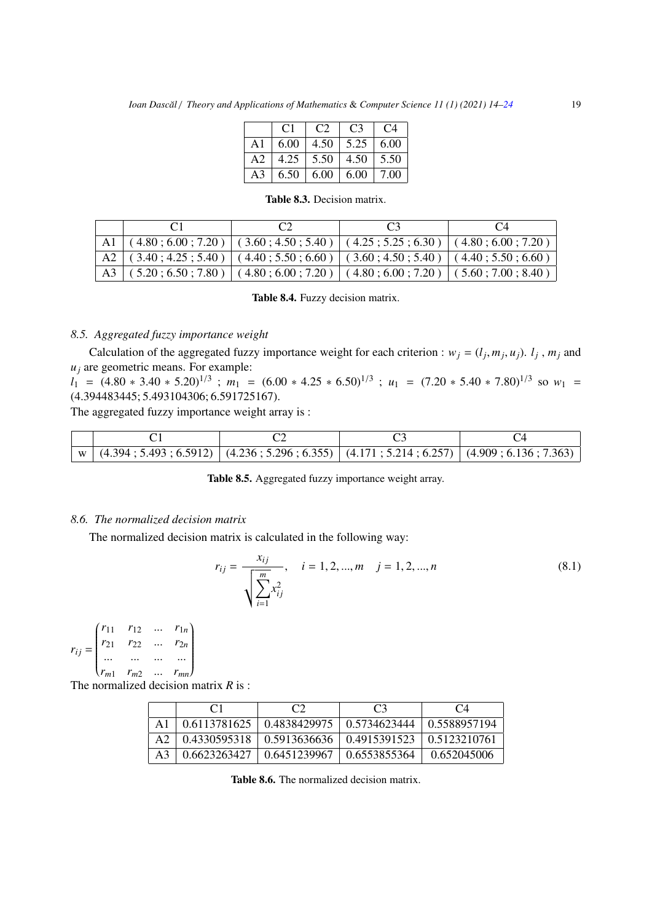|  | C1 | C2 | C3 | C4 |
|---|---|---|---|---|
| A1 | 6.00 | 4.50 | 5.25 | 6.00 |
| A2 | 4.25 | 5.50 | 4.50 | 5.50 |
| A3 | 6.50 | 6.00 | 6.00 | 7.00 |

**Table 8.3.** Decision matrix.

|  | C1 | C2 | C3 | C4 |
|---|---|---|---|---|
| A1 | ( 4.80 ; 6.00 ; 7.20 ) | ( 3.60 ; 4.50 ; 5.40 ) | ( 4.25 ; 5.25 ; 6.30 ) | ( 4.80 ; 6.00 ; 7.20 ) |
| A2 | ( 3.40 ; 4.25 ; 5.40 ) | ( 4.40 ; 5.50 ; 6.60 ) | ( 3.60 ; 4.50 ; 5.40 ) | ( 4.40 ; 5.50 ; 6.60 ) |
| A3 | ( 5.20 ; 6.50 ; 7.80 ) | ( 4.80 ; 6.00 ; 7.20 ) | ( 4.80 ; 6.00 ; 7.20 ) | ( 5.60 ; 7.00 ; 8.40 ) |

**Table 8.4.** Fuzzy decision matrix.

### *8.5. Aggregated fuzzy importance weight*

Calculation of the aggregated fuzzy importance weight for each criterion : $w_j = (l_j, m_j, u_j)$. $l_j$ , $m_j$ and $u_j$ are geometric means. For example:
$l_1 = (4.80 * 3.40 * 5.20)^{1/3}$ ; $m_1 = (6.00 * 4.25 * 6.50)^{1/3}$ ; $u_1 = (7.20 * 5.40 * 7.80)^{1/3}$ so $w_1 = (4.394483445; 5.493104306; 6.591725167)$.

The aggregated fuzzy importance weight array is :

|  | C1 | C2 | C3 | C4 |
|---|---|---|---|---|
| w | (4.394 ; 5.493 ; 6.5912) | (4.236 ; 5.296 ; 6.355) | (4.171 ; 5.214 ; 6.257) | (4.909 ; 6.136 ; 7.363) |

**Table 8.5.** Aggregated fuzzy importance weight array.

### *8.6. The normalized decision matrix*

The normalized decision matrix is calculated in the following way:

$$r_{ij} = \frac{x_{ij}}{\sqrt{\sum_{i=1}^{m} x_{ij}^2}}, \quad i = 1, 2, ..., m \quad j = 1, 2, ..., n \tag{8.1}$$

$$r_{ij} = \begin{pmatrix} r_{11} & r_{12} & ... & r_{1n} \\ r_{21} & r_{22} & ... & r_{2n} \\ ... & ... & ... & ... \\ r_{m1} & r_{m2} & ... & r_{mn} \end{pmatrix}$$

The normalized decision matrix *R* is :

|  | C1 | C2 | C3 | C4 |
|---|---|---|---|---|
| A1 | 0.6113781625 | 0.4838429975 | 0.5734623444 | 0.5588957194 |
| A2 | 0.4330595318 | 0.5913636636 | 0.4915391523 | 0.5123210761 |
| A3 | 0.6623263427 | 0.6451239967 | 0.6553855364 | 0.652045006 |

**Table 8.6.** The normalized decision matrix.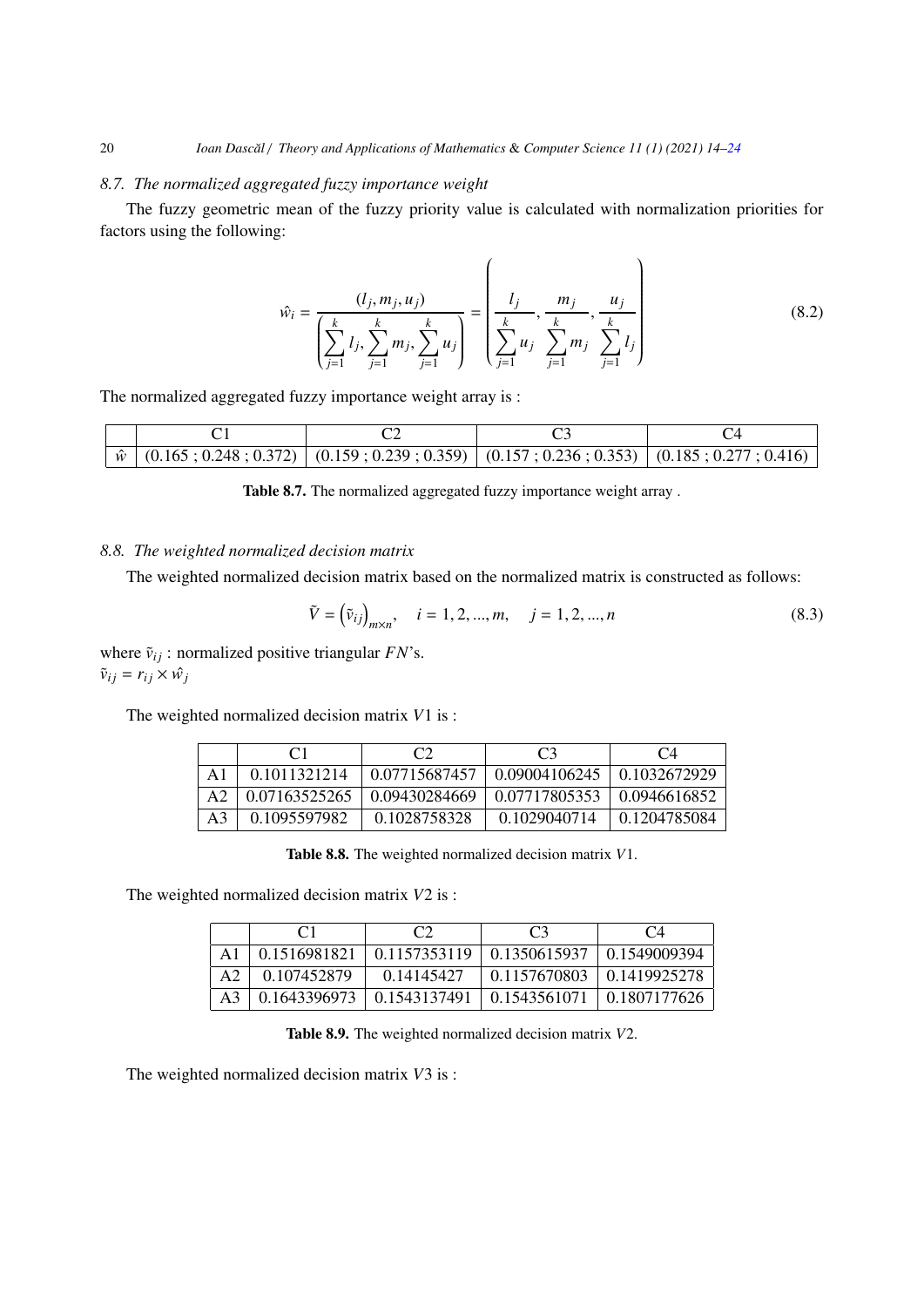### 8.7. The normalized aggregated fuzzy importance weight

The fuzzy geometric mean of the fuzzy priority value is calculated with normalization priorities for factors using the following:

$$\hat{w}_i = \frac{(l_j, m_j, u_j)}{\left(\sum_{j=1}^{k} l_j, \sum_{j=1}^{k} m_j, \sum_{j=1}^{k} u_j\right)} = \left(\frac{l_j}{\sum_{j=1}^{k} u_j}, \frac{m_j}{\sum_{j=1}^{k} m_j}, \frac{u_j}{\sum_{j=1}^{k} l_j}\right) \tag{8.2}$$

The normalized aggregated fuzzy importance weight array is :

| | C1 | C2 | C3 | C4 |
|---|---|---|---|---|
| $\hat{w}$ | (0.165 ; 0.248 ; 0.372) | (0.159 ; 0.239 ; 0.359) | (0.157 ; 0.236 ; 0.353) | (0.185 ; 0.277 ; 0.416) |

**Table 8.7.** The normalized aggregated fuzzy importance weight array .

### 8.8. The weighted normalized decision matrix

The weighted normalized decision matrix based on the normalized matrix is constructed as follows:

$$\tilde{V} = \left(\tilde{v}_{ij}\right)_{m \times n}, \quad i = 1, 2, ..., m, \quad j = 1, 2, ..., n \tag{8.3}$$

where $\tilde{v}_{ij}$ : normalized positive triangular $FN$'s.
$\tilde{v}_{ij} = r_{ij} \times \hat{w}_j$

The weighted normalized decision matrix $V1$ is :

| | C1 | C2 | C3 | C4 |
|---|---|---|---|---|
| A1 | 0.1011321214 | 0.07715687457 | 0.09004106245 | 0.1032672929 |
| A2 | 0.07163525265 | 0.09430284669 | 0.07717805353 | 0.0946616852 |
| A3 | 0.1095597982 | 0.1028758328 | 0.1029040714 | 0.1204785084 |

**Table 8.8.** The weighted normalized decision matrix $V1$.

The weighted normalized decision matrix $V2$ is :

| | C1 | C2 | C3 | C4 |
|---|---|---|---|---|
| A1 | 0.1516981821 | 0.1157353119 | 0.1350615937 | 0.1549009394 |
| A2 | 0.107452879 | 0.14145427 | 0.1157670803 | 0.1419925278 |
| A3 | 0.1643396973 | 0.1543137491 | 0.1543561071 | 0.1807177626 |

**Table 8.9.** The weighted normalized decision matrix $V2$.

The weighted normalized decision matrix $V3$ is :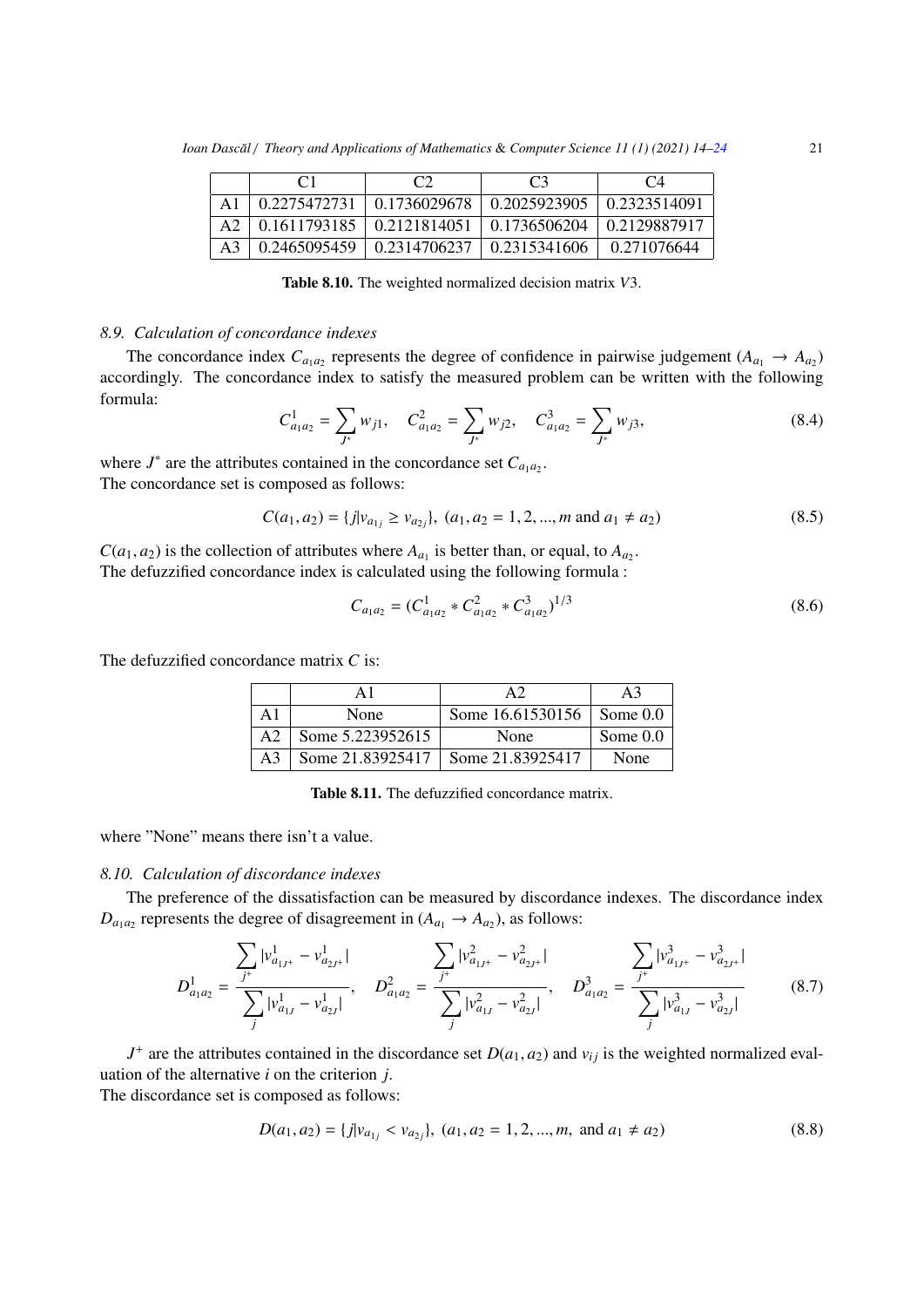|  | C1 | C2 | C3 | C4 |
|---|---|---|---|---|
| A1 | 0.2275472731 | 0.1736029678 | 0.2025923905 | 0.2323514091 |
| A2 | 0.1611793185 | 0.2121814051 | 0.1736506204 | 0.2129887917 |
| A3 | 0.2465095459 | 0.2314706237 | 0.2315341606 | 0.271076644 |

**Table 8.10.** The weighted normalized decision matrix $V3$.

### *8.9. Calculation of concordance indexes*

The concordance index $C_{a_1a_2}$ represents the degree of confidence in pairwise judgement $(A_{a_1} \rightarrow A_{a_2})$ accordingly. The concordance index to satisfy the measured problem can be written with the following formula:

$$C^1_{a_1a_2} = \sum_{J^*} w_{j1}, \quad C^2_{a_1a_2} = \sum_{J^*} w_{j2}, \quad C^3_{a_1a_2} = \sum_{J^*} w_{j3}, \tag{8.4}$$

where $J^*$ are the attributes contained in the concordance set $C_{a_1a_2}$.
The concordance set is composed as follows:

$$C(a_1, a_2) = \{j | v_{a_{1j}} \geq v_{a_{2j}}\}, \ (a_1, a_2 = 1, 2, ..., m \text{ and } a_1 \neq a_2) \tag{8.5}$$

$C(a_1, a_2)$ is the collection of attributes where $A_{a_1}$ is better than, or equal, to $A_{a_2}$.
The defuzzified concordance index is calculated using the following formula :

$$C_{a_1a_2} = (C^1_{a_1a_2} * C^2_{a_1a_2} * C^3_{a_1a_2})^{1/3} \tag{8.6}$$

The defuzzified concordance matrix $C$ is:

|  | A1 | A2 | A3 |
|---|---|---|---|
| A1 | None | Some 16.61530156 | Some 0.0 |
| A2 | Some 5.223952615 | None | Some 0.0 |
| A3 | Some 21.83925417 | Some 21.83925417 | None |

**Table 8.11.** The defuzzified concordance matrix.

where "None" means there isn't a value.

### *8.10. Calculation of discordance indexes*

The preference of the dissatisfaction can be measured by discordance indexes. The discordance index $D_{a_1a_2}$ represents the degree of disagreement in $(A_{a_1} \rightarrow A_{a_2})$, as follows:

$$D^1_{a_1a_2} = \frac{\sum_{j^+} |v^1_{a_{1J^+}} - v^1_{a_{2J^+}}|}{\sum_{j} |v^1_{a_{1J}} - v^1_{a_{2J}}|}, \quad D^2_{a_1a_2} = \frac{\sum_{j^+} |v^2_{a_{1J^+}} - v^2_{a_{2J^+}}|}{\sum_{j} |v^2_{a_{1J}} - v^2_{a_{2J}}|}, \quad D^3_{a_1a_2} = \frac{\sum_{j^+} |v^3_{a_{1J^+}} - v^3_{a_{2J^+}}|}{\sum_{j} |v^3_{a_{1J}} - v^3_{a_{2J}}|} \tag{8.7}$$

$J^+$ are the attributes contained in the discordance set $D(a_1, a_2)$ and $v_{ij}$ is the weighted normalized evaluation of the alternative $i$ on the criterion $j$.
The discordance set is composed as follows:

$$D(a_1, a_2) = \{j | v_{a_{1j}} < v_{a_{2j}}\}, \ (a_1, a_2 = 1, 2, ..., m, \text{ and } a_1 \neq a_2) \tag{8.8}$$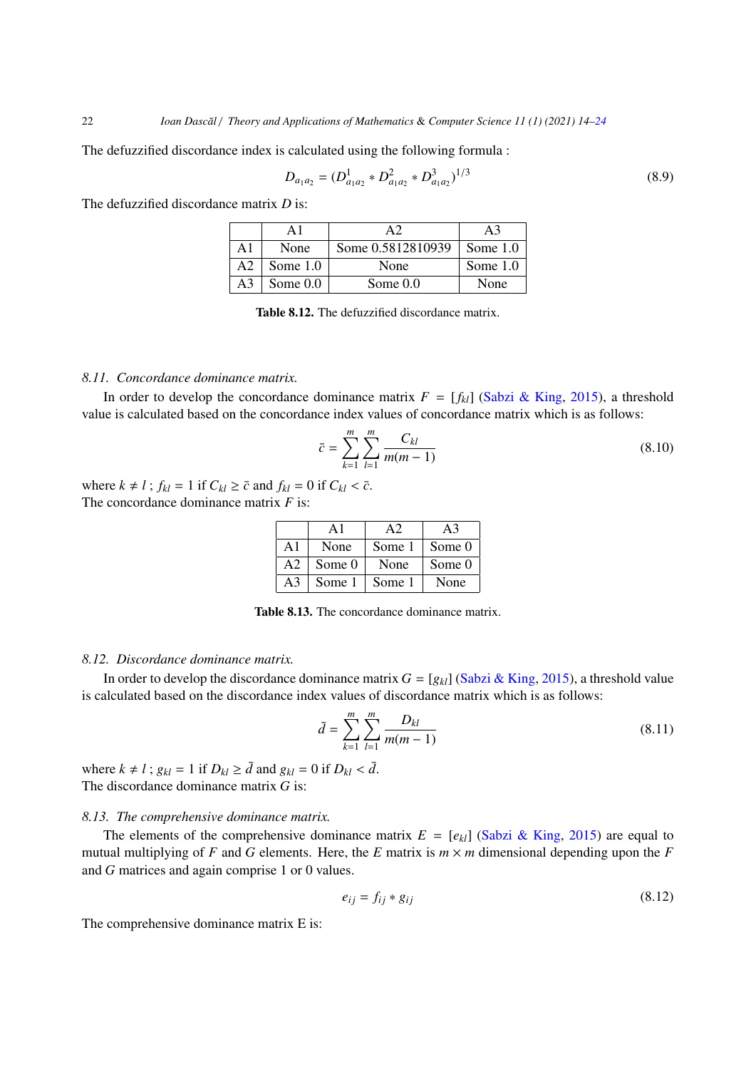The defuzzified discordance index is calculated using the following formula :

$$D_{a_1a_2} = (D^1_{a_1a_2} * D^2_{a_1a_2} * D^3_{a_1a_2})^{1/3} \tag{8.9}$$

The defuzzified discordance matrix $D$ is:

| | A1 | A2 | A3 |
|---|---|---|---|
| A1 | None | Some 0.5812810939 | Some 1.0 |
| A2 | Some 1.0 | None | Some 1.0 |
| A3 | Some 0.0 | Some 0.0 | None |

**Table 8.12.** The defuzzified discordance matrix.

### *8.11. Concordance dominance matrix.*

In order to develop the concordance dominance matrix $F = [f_{kl}]$ (Sabzi & King, 2015), a threshold value is calculated based on the concordance index values of concordance matrix which is as follows:

$$\bar{c} = \sum_{k=1}^{m} \sum_{l=1}^{m} \frac{C_{kl}}{m(m-1)} \tag{8.10}$$

where $k \neq l$ ; $f_{kl} = 1$ if $C_{kl} \geq \bar{c}$ and $f_{kl} = 0$ if $C_{kl} < \bar{c}$.
The concordance dominance matrix $F$ is:

| | A1 | A2 | A3 |
|---|---|---|---|
| A1 | None | Some 1 | Some 0 |
| A2 | Some 0 | None | Some 0 |
| A3 | Some 1 | Some 1 | None |

**Table 8.13.** The concordance dominance matrix.

### *8.12. Discordance dominance matrix.*

In order to develop the discordance dominance matrix $G = [g_{kl}]$ (Sabzi & King, 2015), a threshold value is calculated based on the discordance index values of discordance matrix which is as follows:

$$\bar{d} = \sum_{k=1}^{m} \sum_{l=1}^{m} \frac{D_{kl}}{m(m-1)} \tag{8.11}$$

where $k \neq l$ ; $g_{kl} = 1$ if $D_{kl} \geq \bar{d}$ and $g_{kl} = 0$ if $D_{kl} < \bar{d}$.
The discordance dominance matrix $G$ is:

### *8.13. The comprehensive dominance matrix.*

The elements of the comprehensive dominance matrix $E = [e_{kl}]$ (Sabzi & King, 2015) are equal to mutual multiplying of $F$ and $G$ elements. Here, the $E$ matrix is $m \times m$ dimensional depending upon the $F$ and $G$ matrices and again comprise 1 or 0 values.

$$e_{ij} = f_{ij} * g_{ij} \tag{8.12}$$

The comprehensive dominance matrix E is: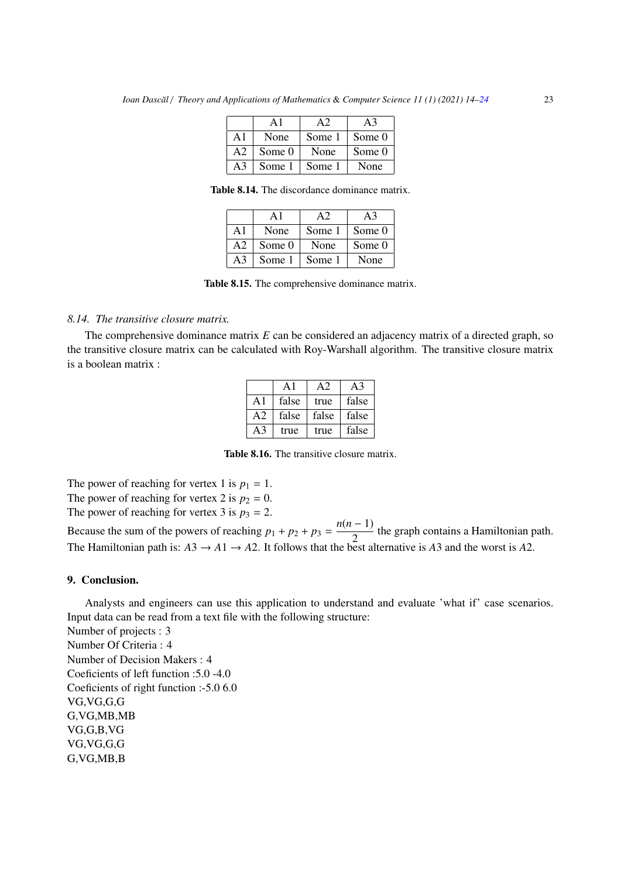|  | A1 | A2 | A3 |
|---|---|---|---|
| A1 | None | Some 1 | Some 0 |
| A2 | Some 0 | None | Some 0 |
| A3 | Some 1 | Some 1 | None |

**Table 8.14.** The discordance dominance matrix.

|  | A1 | A2 | A3 |
|---|---|---|---|
| A1 | None | Some 1 | Some 0 |
| A2 | Some 0 | None | Some 0 |
| A3 | Some 1 | Some 1 | None |

**Table 8.15.** The comprehensive dominance matrix.

### *8.14. The transitive closure matrix.*

The comprehensive dominance matrix $E$ can be considered an adjacency matrix of a directed graph, so the transitive closure matrix can be calculated with Roy-Warshall algorithm. The transitive closure matrix is a boolean matrix :

|  | A1 | A2 | A3 |
|---|---|---|---|
| A1 | false | true | false |
| A2 | false | false | false |
| A3 | true | true | false |

**Table 8.16.** The transitive closure matrix.

The power of reaching for vertex 1 is $p_1 = 1$.
The power of reaching for vertex 2 is $p_2 = 0$.
The power of reaching for vertex 3 is $p_3 = 2$.
Because the sum of the powers of reaching $p_1 + p_2 + p_3 = \frac{n(n-1)}{2}$ the graph contains a Hamiltonian path.
The Hamiltonian path is: $A3 \rightarrow A1 \rightarrow A2$. It follows that the best alternative is $A3$ and the worst is $A2$.

## 9. Conclusion.

Analysts and engineers can use this application to understand and evaluate 'what if' case scenarios. Input data can be read from a text file with the following structure:

Number of projects : 3
Number Of Criteria : 4
Number of Decision Makers : 4
Coeficients of left function :5.0 -4.0
Coeficients of right function :-5.0 6.0
VG,VG,G,G
G,VG,MB,MB
VG,G,B,VG
VG,VG,G,G
G,VG,MB,B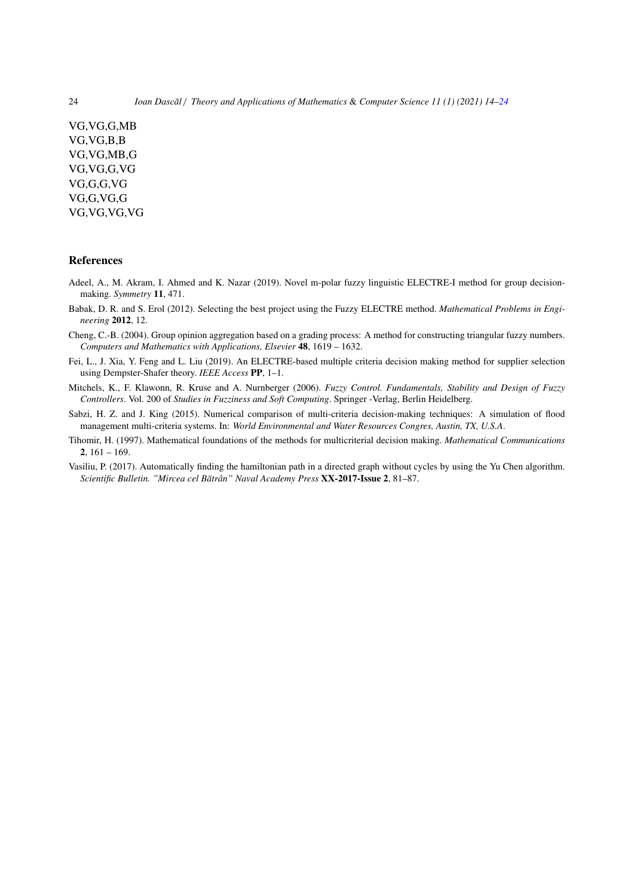VG,VG,G,MB
VG,VG,B,B
VG,VG,MB,G
VG,VG,G,VG
VG,G,G,VG
VG,G,VG,G
VG,VG,VG,VG

## References

Adeel, A., M. Akram, I. Ahmed and K. Nazar (2019). Novel m-polar fuzzy linguistic ELECTRE-I method for group decision-making. *Symmetry* **11**, 471.

Babak, D. R. and S. Erol (2012). Selecting the best project using the Fuzzy ELECTRE method. *Mathematical Problems in Engineering* **2012**, 12.

Cheng, C.-B. (2004). Group opinion aggregation based on a grading process: A method for constructing triangular fuzzy numbers. *Computers and Mathematics with Applications, Elsevier* **48**, 1619 – 1632.

Fei, L., J. Xia, Y. Feng and L. Liu (2019). An ELECTRE-based multiple criteria decision making method for supplier selection using Dempster-Shafer theory. *IEEE Access* **PP**, 1–1.

Mitchels, K., F. Klawonn, R. Kruse and A. Nurnberger (2006). *Fuzzy Control. Fundamentals, Stability and Design of Fuzzy Controllers*. Vol. 200 of *Studies in Fuzziness and Soft Computing*. Springer -Verlag, Berlin Heidelberg.

Sabzi, H. Z. and J. King (2015). Numerical comparison of multi-criteria decision-making techniques: A simulation of flood management multi-criteria systems. In: *World Environmental and Water Resources Congres, Austin, TX, U.S.A*.

Tihomir, H. (1997). Mathematical foundations of the methods for multicriterial decision making. *Mathematical Communications* **2**, 161 – 169.

Vasiliu, P. (2017). Automatically finding the hamiltonian path in a directed graph without cycles by using the Yu Chen algorithm. *Scientific Bulletin. "Mircea cel Bătrân" Naval Academy Press* **XX-2017-Issue 2**, 81–87.